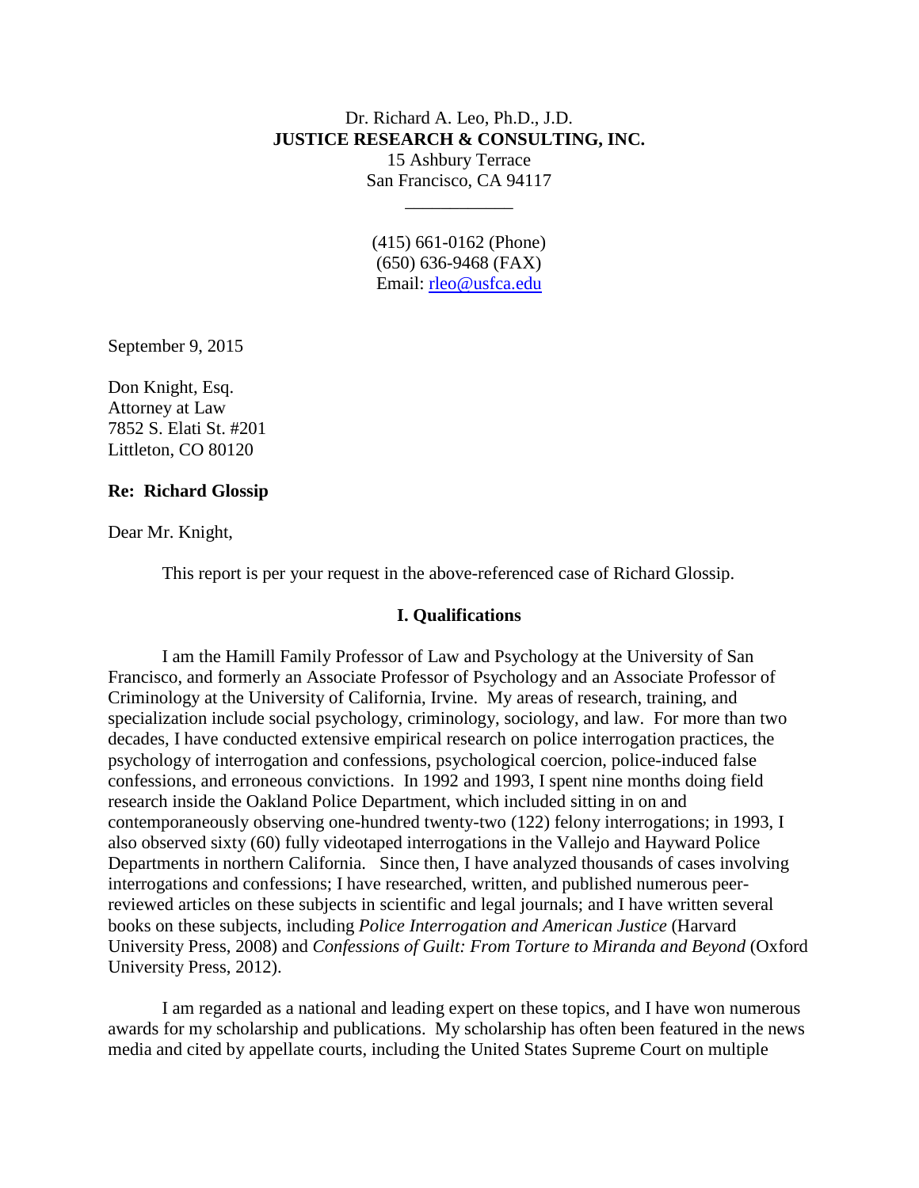Dr. Richard A. Leo, Ph.D., J.D.
**JUSTICE RESEARCH & CONSULTING, INC.**
15 Ashbury Terrace
San Francisco, CA 94117

___________

(415) 661-0162 (Phone)
(650) 636-9468 (FAX)
Email: rleo@usfca.edu

September 9, 2015

Don Knight, Esq.
Attorney at Law
7852 S. Elati St. #201
Littleton, CO 80120

**Re: Richard Glossip**

Dear Mr. Knight,

This report is per your request in the above-referenced case of Richard Glossip.

## I. Qualifications

I am the Hamill Family Professor of Law and Psychology at the University of San Francisco, and formerly an Associate Professor of Psychology and an Associate Professor of Criminology at the University of California, Irvine. My areas of research, training, and specialization include social psychology, criminology, sociology, and law. For more than two decades, I have conducted extensive empirical research on police interrogation practices, the psychology of interrogation and confessions, psychological coercion, police-induced false confessions, and erroneous convictions. In 1992 and 1993, I spent nine months doing field research inside the Oakland Police Department, which included sitting in on and contemporaneously observing one-hundred twenty-two (122) felony interrogations; in 1993, I also observed sixty (60) fully videotaped interrogations in the Vallejo and Hayward Police Departments in northern California. Since then, I have analyzed thousands of cases involving interrogations and confessions; I have researched, written, and published numerous peer-reviewed articles on these subjects in scientific and legal journals; and I have written several books on these subjects, including *Police Interrogation and American Justice* (Harvard University Press, 2008) and *Confessions of Guilt: From Torture to Miranda and Beyond* (Oxford University Press, 2012).

I am regarded as a national and leading expert on these topics, and I have won numerous awards for my scholarship and publications. My scholarship has often been featured in the news media and cited by appellate courts, including the United States Supreme Court on multiple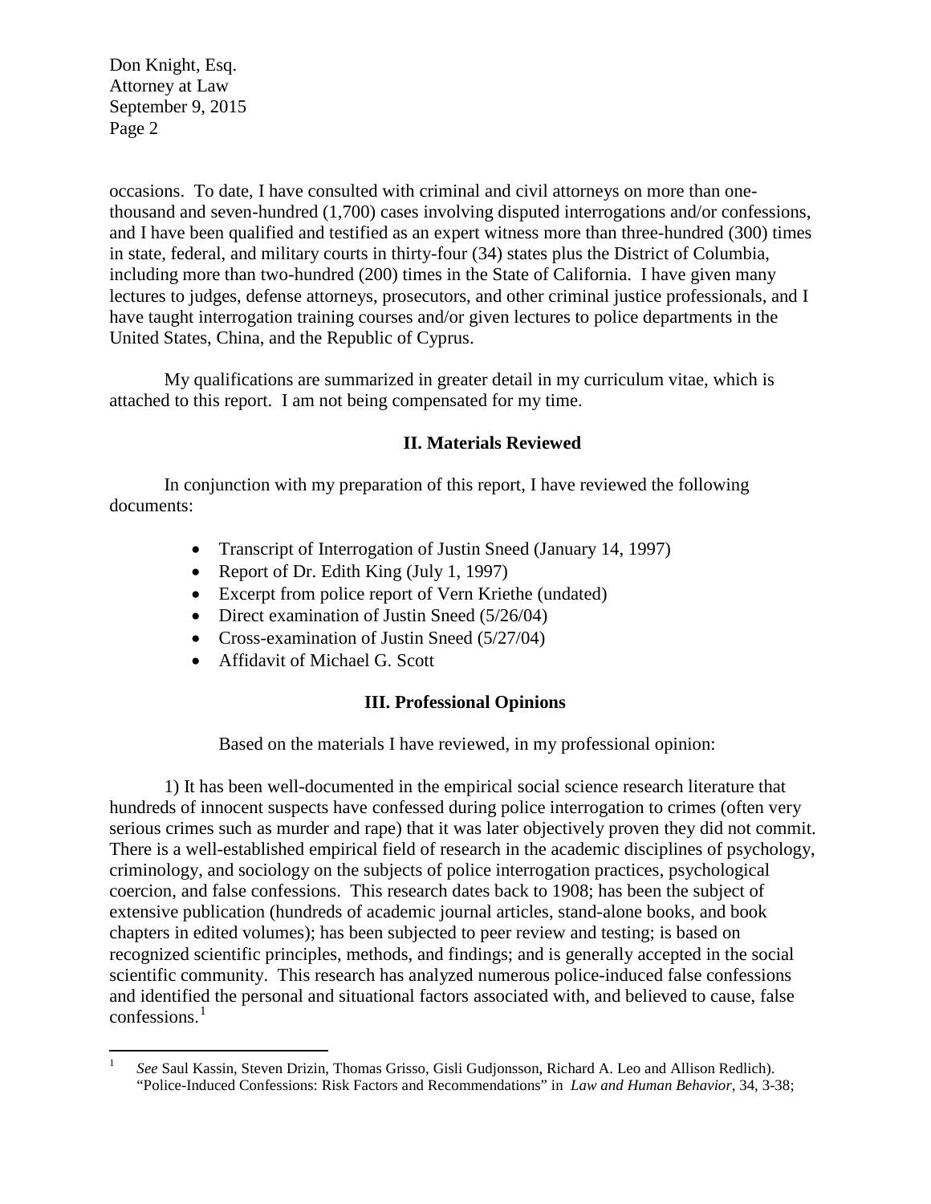occasions. To date, I have consulted with criminal and civil attorneys on more than one-thousand and seven-hundred (1,700) cases involving disputed interrogations and/or confessions, and I have been qualified and testified as an expert witness more than three-hundred (300) times in state, federal, and military courts in thirty-four (34) states plus the District of Columbia, including more than two-hundred (200) times in the State of California. I have given many lectures to judges, defense attorneys, prosecutors, and other criminal justice professionals, and I have taught interrogation training courses and/or given lectures to police departments in the United States, China, and the Republic of Cyprus.

My qualifications are summarized in greater detail in my curriculum vitae, which is attached to this report. I am not being compensated for my time.

## II. Materials Reviewed

In conjunction with my preparation of this report, I have reviewed the following documents:

- Transcript of Interrogation of Justin Sneed (January 14, 1997)
- Report of Dr. Edith King (July 1, 1997)
- Excerpt from police report of Vern Kriethe (undated)
- Direct examination of Justin Sneed (5/26/04)
- Cross-examination of Justin Sneed (5/27/04)
- Affidavit of Michael G. Scott

## III. Professional Opinions

Based on the materials I have reviewed, in my professional opinion:

1) It has been well-documented in the empirical social science research literature that hundreds of innocent suspects have confessed during police interrogation to crimes (often very serious crimes such as murder and rape) that it was later objectively proven they did not commit. There is a well-established empirical field of research in the academic disciplines of psychology, criminology, and sociology on the subjects of police interrogation practices, psychological coercion, and false confessions. This research dates back to 1908; has been the subject of extensive publication (hundreds of academic journal articles, stand-alone books, and book chapters in edited volumes); has been subjected to peer review and testing; is based on recognized scientific principles, methods, and findings; and is generally accepted in the social scientific community. This research has analyzed numerous police-induced false confessions and identified the personal and situational factors associated with, and believed to cause, false confessions.[1]

---

[1] *See* Saul Kassin, Steven Drizin, Thomas Grisso, Gisli Gudjonsson, Richard A. Leo and Allison Redlich). "Police-Induced Confessions: Risk Factors and Recommendations" in *Law and Human Behavior*, 34, 3-38;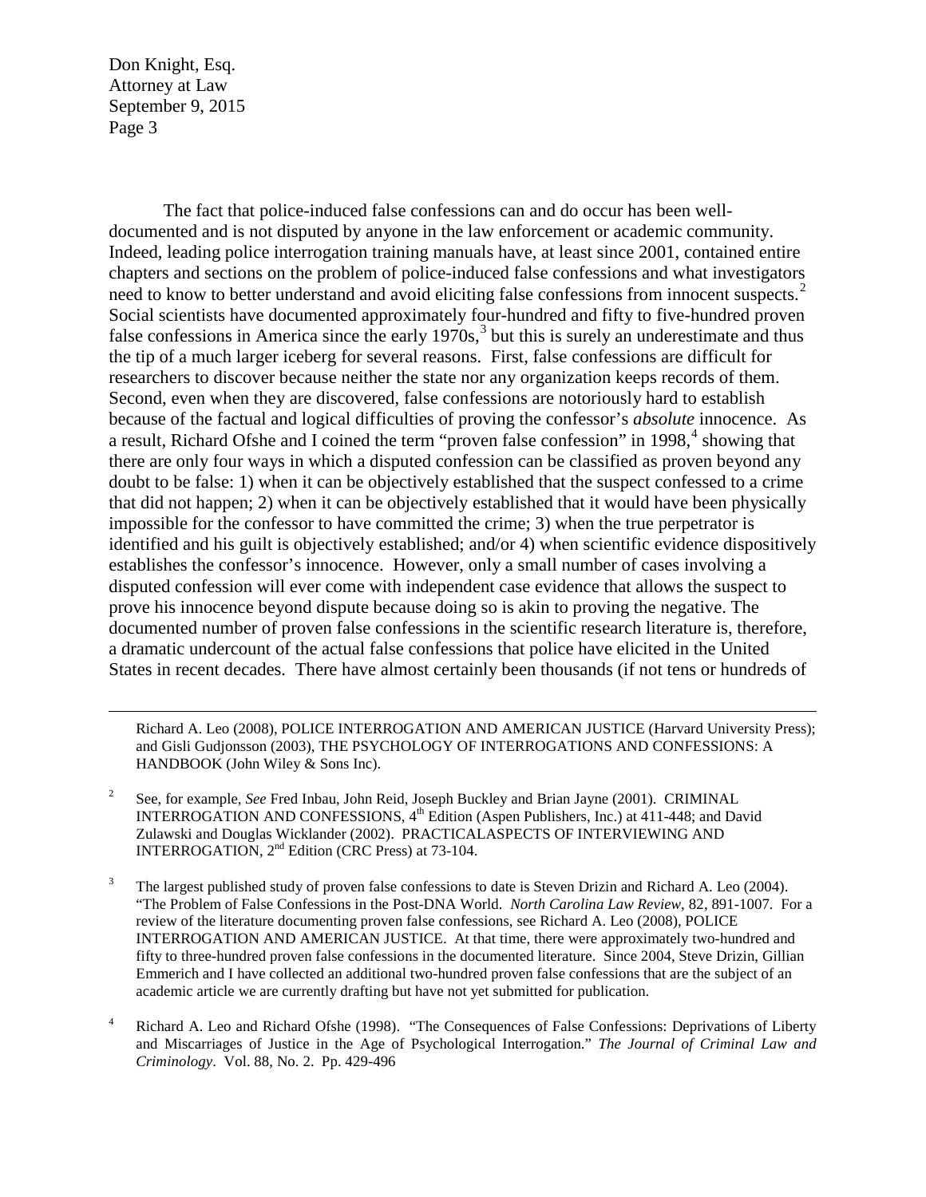The fact that police-induced false confessions can and do occur has been well-documented and is not disputed by anyone in the law enforcement or academic community. Indeed, leading police interrogation training manuals have, at least since 2001, contained entire chapters and sections on the problem of police-induced false confessions and what investigators need to know to better understand and avoid eliciting false confessions from innocent suspects.[2] Social scientists have documented approximately four-hundred and fifty to five-hundred proven false confessions in America since the early 1970s,[3] but this is surely an underestimate and thus the tip of a much larger iceberg for several reasons. First, false confessions are difficult for researchers to discover because neither the state nor any organization keeps records of them. Second, even when they are discovered, false confessions are notoriously hard to establish because of the factual and logical difficulties of proving the confessor's *absolute* innocence. As a result, Richard Ofshe and I coined the term "proven false confession" in 1998,[4] showing that there are only four ways in which a disputed confession can be classified as proven beyond any doubt to be false: 1) when it can be objectively established that the suspect confessed to a crime that did not happen; 2) when it can be objectively established that it would have been physically impossible for the confessor to have committed the crime; 3) when the true perpetrator is identified and his guilt is objectively established; and/or 4) when scientific evidence dispositively establishes the confessor's innocence. However, only a small number of cases involving a disputed confession will ever come with independent case evidence that allows the suspect to prove his innocence beyond dispute because doing so is akin to proving the negative. The documented number of proven false confessions in the scientific research literature is, therefore, a dramatic undercount of the actual false confessions that police have elicited in the United States in recent decades. There have almost certainly been thousands (if not tens or hundreds of

---

Richard A. Leo (2008), POLICE INTERROGATION AND AMERICAN JUSTICE (Harvard University Press); and Gisli Gudjonsson (2003), THE PSYCHOLOGY OF INTERROGATIONS AND CONFESSIONS: A HANDBOOK (John Wiley & Sons Inc).

[2] See, for example, *See* Fred Inbau, John Reid, Joseph Buckley and Brian Jayne (2001). CRIMINAL INTERROGATION AND CONFESSIONS, 4th Edition (Aspen Publishers, Inc.) at 411-448; and David Zulawski and Douglas Wicklander (2002). PRACTICALASPECTS OF INTERVIEWING AND INTERROGATION, 2nd Edition (CRC Press) at 73-104.

[3] The largest published study of proven false confessions to date is Steven Drizin and Richard A. Leo (2004). "The Problem of False Confessions in the Post-DNA World. *North Carolina Law Review*, 82, 891-1007. For a review of the literature documenting proven false confessions, see Richard A. Leo (2008), POLICE INTERROGATION AND AMERICAN JUSTICE. At that time, there were approximately two-hundred and fifty to three-hundred proven false confessions in the documented literature. Since 2004, Steve Drizin, Gillian Emmerich and I have collected an additional two-hundred proven false confessions that are the subject of an academic article we are currently drafting but have not yet submitted for publication.

[4] Richard A. Leo and Richard Ofshe (1998). "The Consequences of False Confessions: Deprivations of Liberty and Miscarriages of Justice in the Age of Psychological Interrogation." *The Journal of Criminal Law and Criminology*. Vol. 88, No. 2. Pp. 429-496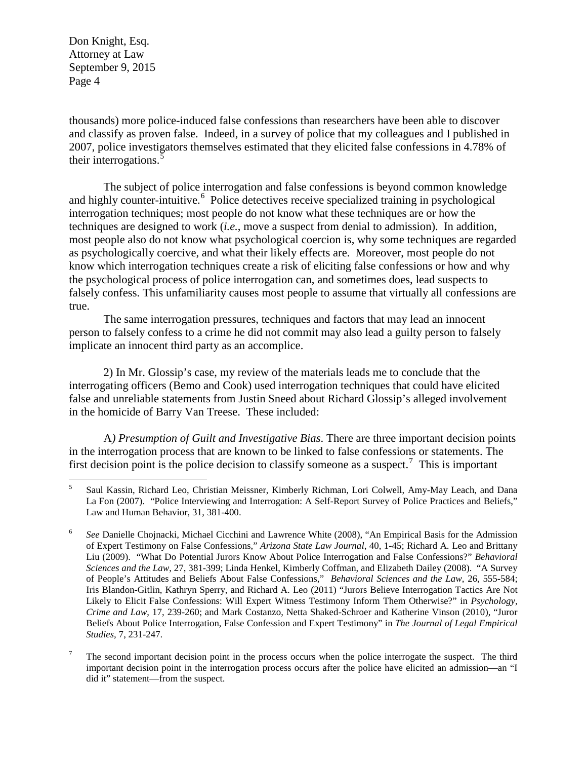thousands) more police-induced false confessions than researchers have been able to discover and classify as proven false. Indeed, in a survey of police that my colleagues and I published in 2007, police investigators themselves estimated that they elicited false confessions in 4.78% of their interrogations.[5]

The subject of police interrogation and false confessions is beyond common knowledge and highly counter-intuitive.[6] Police detectives receive specialized training in psychological interrogation techniques; most people do not know what these techniques are or how the techniques are designed to work (*i.e.*, move a suspect from denial to admission). In addition, most people also do not know what psychological coercion is, why some techniques are regarded as psychologically coercive, and what their likely effects are. Moreover, most people do not know which interrogation techniques create a risk of eliciting false confessions or how and why the psychological process of police interrogation can, and sometimes does, lead suspects to falsely confess. This unfamiliarity causes most people to assume that virtually all confessions are true.

The same interrogation pressures, techniques and factors that may lead an innocent person to falsely confess to a crime he did not commit may also lead a guilty person to falsely implicate an innocent third party as an accomplice.

2) In Mr. Glossip's case, my review of the materials leads me to conclude that the interrogating officers (Bemo and Cook) used interrogation techniques that could have elicited false and unreliable statements from Justin Sneed about Richard Glossip's alleged involvement in the homicide of Barry Van Treese. These included:

A*) Presumption of Guilt and Investigative Bias*. There are three important decision points in the interrogation process that are known to be linked to false confessions or statements. The first decision point is the police decision to classify someone as a suspect.[7] This is important

---

[5] Saul Kassin, Richard Leo, Christian Meissner, Kimberly Richman, Lori Colwell, Amy-May Leach, and Dana La Fon (2007). "Police Interviewing and Interrogation: A Self-Report Survey of Police Practices and Beliefs," Law and Human Behavior, 31, 381-400.

[6] *See* Danielle Chojnacki, Michael Cicchini and Lawrence White (2008), "An Empirical Basis for the Admission of Expert Testimony on False Confessions," *Arizona State Law Journal*, 40, 1-45; Richard A. Leo and Brittany Liu (2009). "What Do Potential Jurors Know About Police Interrogation and False Confessions?" *Behavioral Sciences and the Law*, 27, 381-399; Linda Henkel, Kimberly Coffman, and Elizabeth Dailey (2008). "A Survey of People's Attitudes and Beliefs About False Confessions," *Behavioral Sciences and the Law*, 26, 555-584; Iris Blandon-Gitlin, Kathryn Sperry, and Richard A. Leo (2011) "Jurors Believe Interrogation Tactics Are Not Likely to Elicit False Confessions: Will Expert Witness Testimony Inform Them Otherwise?" in *Psychology, Crime and Law*, 17, 239-260; and Mark Costanzo, Netta Shaked-Schroer and Katherine Vinson (2010), "Juror Beliefs About Police Interrogation, False Confession and Expert Testimony" in *The Journal of Legal Empirical Studies*, 7, 231-247.

[7] The second important decision point in the process occurs when the police interrogate the suspect. The third important decision point in the interrogation process occurs after the police have elicited an admission—an "I did it" statement—from the suspect.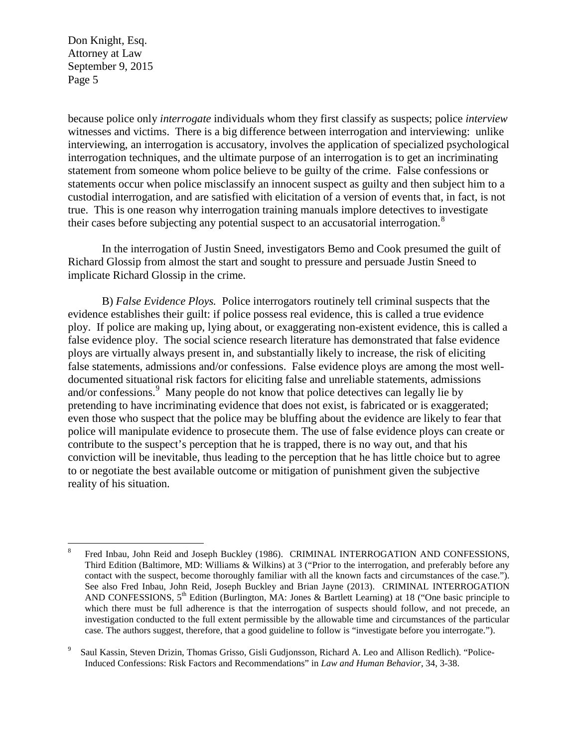because police only *interrogate* individuals whom they first classify as suspects; police *interview* witnesses and victims. There is a big difference between interrogation and interviewing: unlike interviewing, an interrogation is accusatory, involves the application of specialized psychological interrogation techniques, and the ultimate purpose of an interrogation is to get an incriminating statement from someone whom police believe to be guilty of the crime. False confessions or statements occur when police misclassify an innocent suspect as guilty and then subject him to a custodial interrogation, and are satisfied with elicitation of a version of events that, in fact, is not true. This is one reason why interrogation training manuals implore detectives to investigate their cases before subjecting any potential suspect to an accusatorial interrogation.[8]

In the interrogation of Justin Sneed, investigators Bemo and Cook presumed the guilt of Richard Glossip from almost the start and sought to pressure and persuade Justin Sneed to implicate Richard Glossip in the crime.

B) *False Evidence Ploys.* Police interrogators routinely tell criminal suspects that the evidence establishes their guilt: if police possess real evidence, this is called a true evidence ploy. If police are making up, lying about, or exaggerating non-existent evidence, this is called a false evidence ploy. The social science research literature has demonstrated that false evidence ploys are virtually always present in, and substantially likely to increase, the risk of eliciting false statements, admissions and/or confessions. False evidence ploys are among the most well-documented situational risk factors for eliciting false and unreliable statements, admissions and/or confessions.[9] Many people do not know that police detectives can legally lie by pretending to have incriminating evidence that does not exist, is fabricated or is exaggerated; even those who suspect that the police may be bluffing about the evidence are likely to fear that police will manipulate evidence to prosecute them. The use of false evidence ploys can create or contribute to the suspect's perception that he is trapped, there is no way out, and that his conviction will be inevitable, thus leading to the perception that he has little choice but to agree to or negotiate the best available outcome or mitigation of punishment given the subjective reality of his situation.

---

[8] Fred Inbau, John Reid and Joseph Buckley (1986). CRIMINAL INTERROGATION AND CONFESSIONS, Third Edition (Baltimore, MD: Williams & Wilkins) at 3 ("Prior to the interrogation, and preferably before any contact with the suspect, become thoroughly familiar with all the known facts and circumstances of the case."). See also Fred Inbau, John Reid, Joseph Buckley and Brian Jayne (2013). CRIMINAL INTERROGATION AND CONFESSIONS, 5th Edition (Burlington, MA: Jones & Bartlett Learning) at 18 ("One basic principle to which there must be full adherence is that the interrogation of suspects should follow, and not precede, an investigation conducted to the full extent permissible by the allowable time and circumstances of the particular case. The authors suggest, therefore, that a good guideline to follow is "investigate before you interrogate.").

[9] Saul Kassin, Steven Drizin, Thomas Grisso, Gisli Gudjonsson, Richard A. Leo and Allison Redlich). "Police-Induced Confessions: Risk Factors and Recommendations" in *Law and Human Behavior*, 34, 3-38.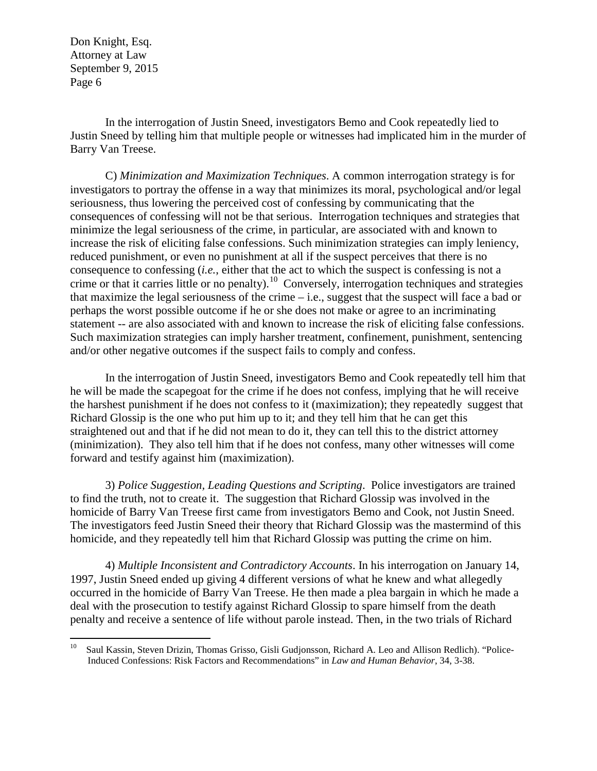In the interrogation of Justin Sneed, investigators Bemo and Cook repeatedly lied to Justin Sneed by telling him that multiple people or witnesses had implicated him in the murder of Barry Van Treese.

C) *Minimization and Maximization Techniques*. A common interrogation strategy is for investigators to portray the offense in a way that minimizes its moral, psychological and/or legal seriousness, thus lowering the perceived cost of confessing by communicating that the consequences of confessing will not be that serious. Interrogation techniques and strategies that minimize the legal seriousness of the crime, in particular, are associated with and known to increase the risk of eliciting false confessions. Such minimization strategies can imply leniency, reduced punishment, or even no punishment at all if the suspect perceives that there is no consequence to confessing (*i.e.*, either that the act to which the suspect is confessing is not a crime or that it carries little or no penalty).[10] Conversely, interrogation techniques and strategies that maximize the legal seriousness of the crime – i.e., suggest that the suspect will face a bad or perhaps the worst possible outcome if he or she does not make or agree to an incriminating statement -- are also associated with and known to increase the risk of eliciting false confessions. Such maximization strategies can imply harsher treatment, confinement, punishment, sentencing and/or other negative outcomes if the suspect fails to comply and confess.

In the interrogation of Justin Sneed, investigators Bemo and Cook repeatedly tell him that he will be made the scapegoat for the crime if he does not confess, implying that he will receive the harshest punishment if he does not confess to it (maximization); they repeatedly suggest that Richard Glossip is the one who put him up to it; and they tell him that he can get this straightened out and that if he did not mean to do it, they can tell this to the district attorney (minimization). They also tell him that if he does not confess, many other witnesses will come forward and testify against him (maximization).

3) *Police Suggestion, Leading Questions and Scripting*. Police investigators are trained to find the truth, not to create it. The suggestion that Richard Glossip was involved in the homicide of Barry Van Treese first came from investigators Bemo and Cook, not Justin Sneed. The investigators feed Justin Sneed their theory that Richard Glossip was the mastermind of this homicide, and they repeatedly tell him that Richard Glossip was putting the crime on him.

4) *Multiple Inconsistent and Contradictory Accounts*. In his interrogation on January 14, 1997, Justin Sneed ended up giving 4 different versions of what he knew and what allegedly occurred in the homicide of Barry Van Treese. He then made a plea bargain in which he made a deal with the prosecution to testify against Richard Glossip to spare himself from the death penalty and receive a sentence of life without parole instead. Then, in the two trials of Richard

---

[10] Saul Kassin, Steven Drizin, Thomas Grisso, Gisli Gudjonsson, Richard A. Leo and Allison Redlich). "Police-Induced Confessions: Risk Factors and Recommendations" in *Law and Human Behavior*, 34, 3-38.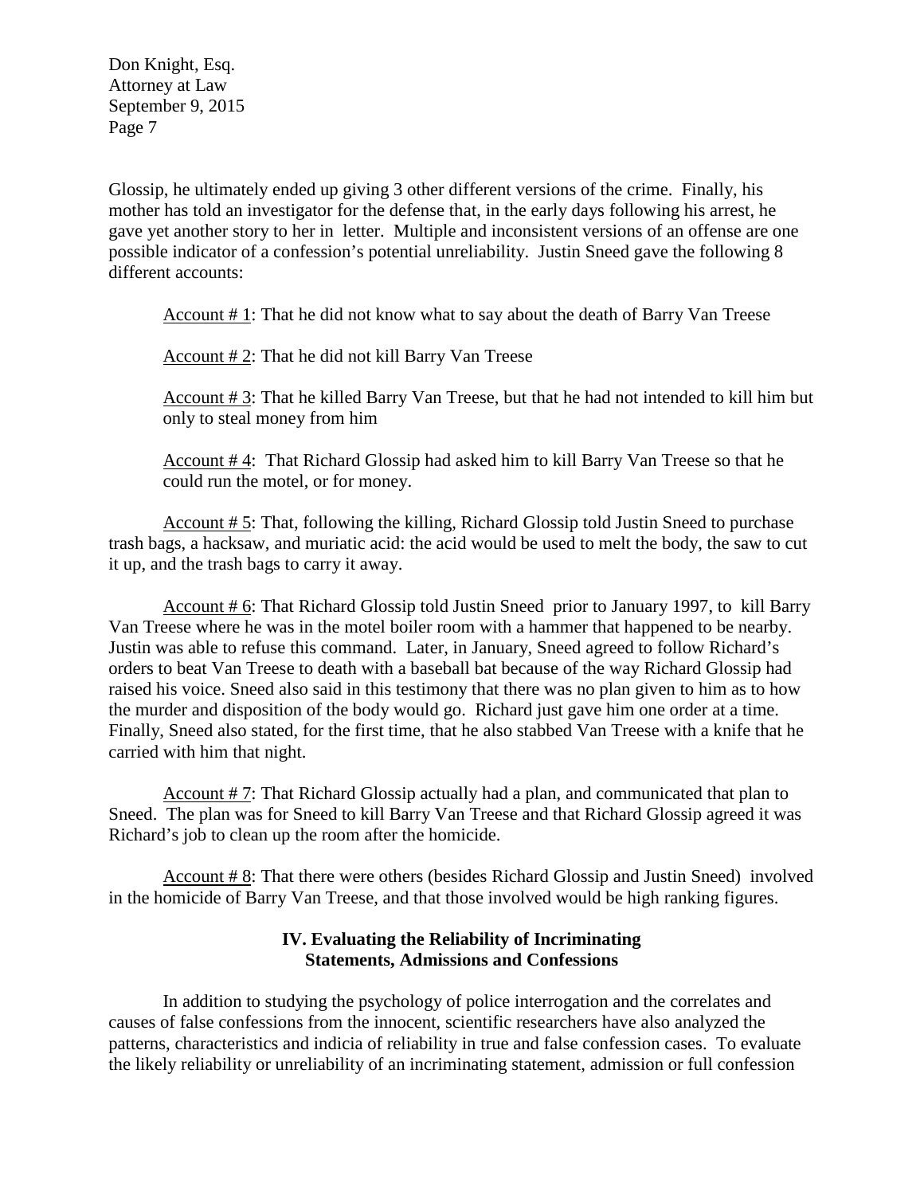Glossip, he ultimately ended up giving 3 other different versions of the crime. Finally, his mother has told an investigator for the defense that, in the early days following his arrest, he gave yet another story to her in letter. Multiple and inconsistent versions of an offense are one possible indicator of a confession's potential unreliability. Justin Sneed gave the following 8 different accounts:

<u>Account # 1</u>: That he did not know what to say about the death of Barry Van Treese

<u>Account # 2</u>: That he did not kill Barry Van Treese

<u>Account # 3</u>: That he killed Barry Van Treese, but that he had not intended to kill him but only to steal money from him

<u>Account # 4</u>: That Richard Glossip had asked him to kill Barry Van Treese so that he could run the motel, or for money.

<u>Account # 5</u>: That, following the killing, Richard Glossip told Justin Sneed to purchase trash bags, a hacksaw, and muriatic acid: the acid would be used to melt the body, the saw to cut it up, and the trash bags to carry it away.

<u>Account # 6</u>: That Richard Glossip told Justin Sneed prior to January 1997, to kill Barry Van Treese where he was in the motel boiler room with a hammer that happened to be nearby. Justin was able to refuse this command. Later, in January, Sneed agreed to follow Richard's orders to beat Van Treese to death with a baseball bat because of the way Richard Glossip had raised his voice. Sneed also said in this testimony that there was no plan given to him as to how the murder and disposition of the body would go. Richard just gave him one order at a time. Finally, Sneed also stated, for the first time, that he also stabbed Van Treese with a knife that he carried with him that night.

<u>Account # 7</u>: That Richard Glossip actually had a plan, and communicated that plan to Sneed. The plan was for Sneed to kill Barry Van Treese and that Richard Glossip agreed it was Richard's job to clean up the room after the homicide.

<u>Account # 8</u>: That there were others (besides Richard Glossip and Justin Sneed) involved in the homicide of Barry Van Treese, and that those involved would be high ranking figures.

## IV. Evaluating the Reliability of Incriminating Statements, Admissions and Confessions

In addition to studying the psychology of police interrogation and the correlates and causes of false confessions from the innocent, scientific researchers have also analyzed the patterns, characteristics and indicia of reliability in true and false confession cases. To evaluate the likely reliability or unreliability of an incriminating statement, admission or full confession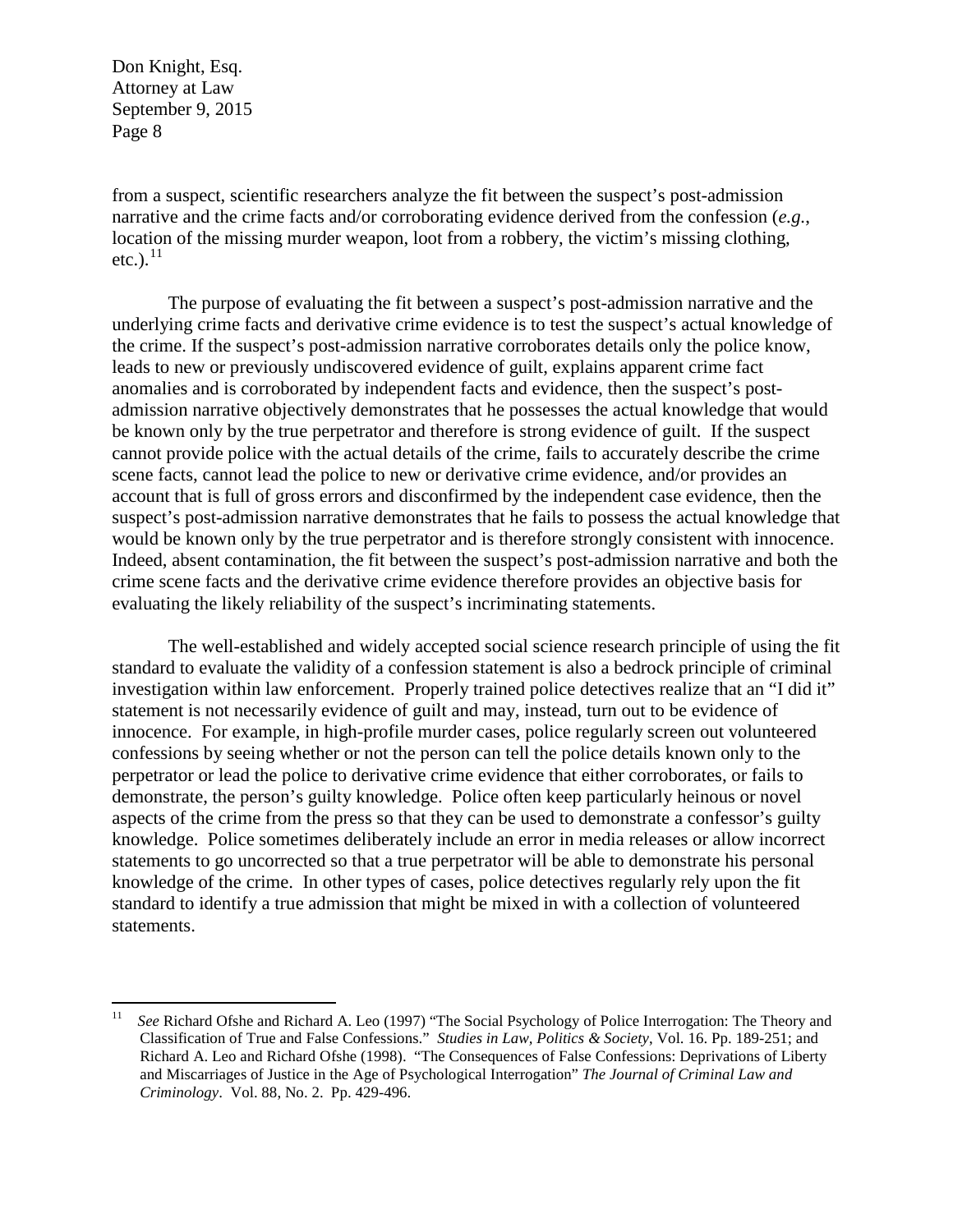from a suspect, scientific researchers analyze the fit between the suspect's post-admission narrative and the crime facts and/or corroborating evidence derived from the confession (*e.g.*, location of the missing murder weapon, loot from a robbery, the victim's missing clothing, etc.).[11]

The purpose of evaluating the fit between a suspect's post-admission narrative and the underlying crime facts and derivative crime evidence is to test the suspect's actual knowledge of the crime. If the suspect's post-admission narrative corroborates details only the police know, leads to new or previously undiscovered evidence of guilt, explains apparent crime fact anomalies and is corroborated by independent facts and evidence, then the suspect's post-admission narrative objectively demonstrates that he possesses the actual knowledge that would be known only by the true perpetrator and therefore is strong evidence of guilt. If the suspect cannot provide police with the actual details of the crime, fails to accurately describe the crime scene facts, cannot lead the police to new or derivative crime evidence, and/or provides an account that is full of gross errors and disconfirmed by the independent case evidence, then the suspect's post-admission narrative demonstrates that he fails to possess the actual knowledge that would be known only by the true perpetrator and is therefore strongly consistent with innocence. Indeed, absent contamination, the fit between the suspect's post-admission narrative and both the crime scene facts and the derivative crime evidence therefore provides an objective basis for evaluating the likely reliability of the suspect's incriminating statements.

The well-established and widely accepted social science research principle of using the fit standard to evaluate the validity of a confession statement is also a bedrock principle of criminal investigation within law enforcement. Properly trained police detectives realize that an "I did it" statement is not necessarily evidence of guilt and may, instead, turn out to be evidence of innocence. For example, in high-profile murder cases, police regularly screen out volunteered confessions by seeing whether or not the person can tell the police details known only to the perpetrator or lead the police to derivative crime evidence that either corroborates, or fails to demonstrate, the person's guilty knowledge. Police often keep particularly heinous or novel aspects of the crime from the press so that they can be used to demonstrate a confessor's guilty knowledge. Police sometimes deliberately include an error in media releases or allow incorrect statements to go uncorrected so that a true perpetrator will be able to demonstrate his personal knowledge of the crime. In other types of cases, police detectives regularly rely upon the fit standard to identify a true admission that might be mixed in with a collection of volunteered statements.

---

[11] *See* Richard Ofshe and Richard A. Leo (1997) "The Social Psychology of Police Interrogation: The Theory and Classification of True and False Confessions." *Studies in Law, Politics & Society*, Vol. 16. Pp. 189-251; and Richard A. Leo and Richard Ofshe (1998). "The Consequences of False Confessions: Deprivations of Liberty and Miscarriages of Justice in the Age of Psychological Interrogation" *The Journal of Criminal Law and Criminology*. Vol. 88, No. 2. Pp. 429-496.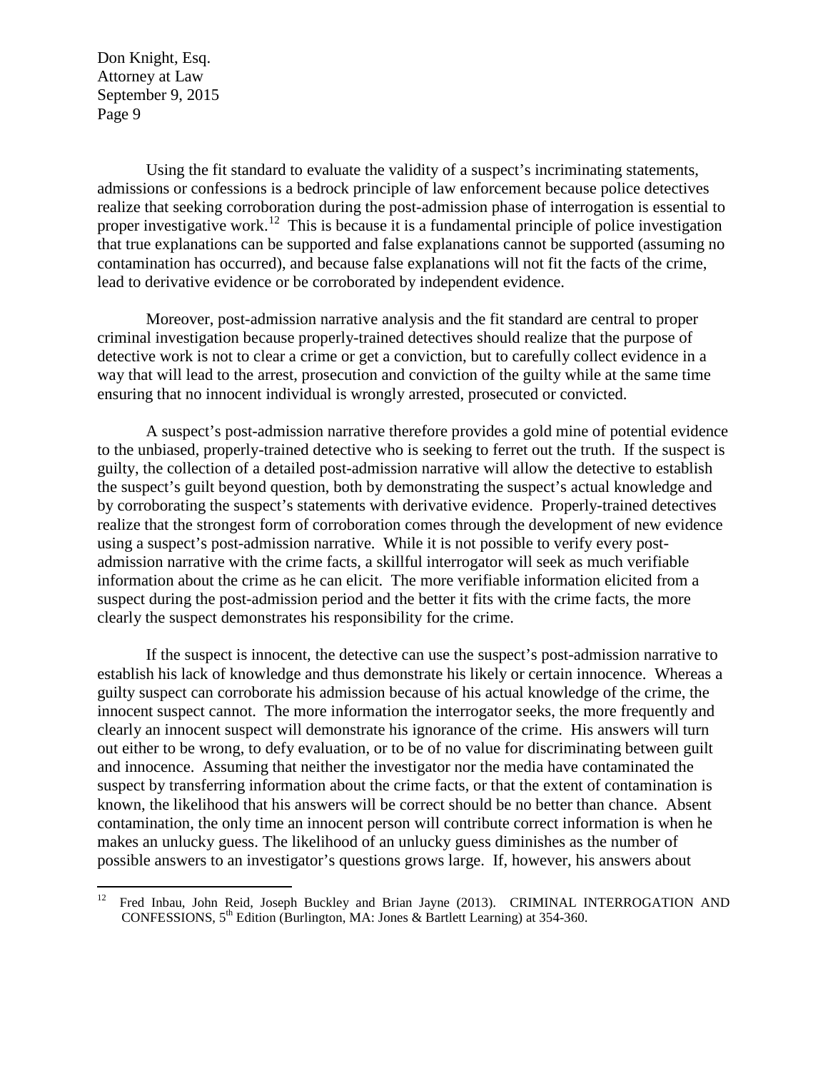Using the fit standard to evaluate the validity of a suspect's incriminating statements, admissions or confessions is a bedrock principle of law enforcement because police detectives realize that seeking corroboration during the post-admission phase of interrogation is essential to proper investigative work.[12] This is because it is a fundamental principle of police investigation that true explanations can be supported and false explanations cannot be supported (assuming no contamination has occurred), and because false explanations will not fit the facts of the crime, lead to derivative evidence or be corroborated by independent evidence.

Moreover, post-admission narrative analysis and the fit standard are central to proper criminal investigation because properly-trained detectives should realize that the purpose of detective work is not to clear a crime or get a conviction, but to carefully collect evidence in a way that will lead to the arrest, prosecution and conviction of the guilty while at the same time ensuring that no innocent individual is wrongly arrested, prosecuted or convicted.

A suspect's post-admission narrative therefore provides a gold mine of potential evidence to the unbiased, properly-trained detective who is seeking to ferret out the truth. If the suspect is guilty, the collection of a detailed post-admission narrative will allow the detective to establish the suspect's guilt beyond question, both by demonstrating the suspect's actual knowledge and by corroborating the suspect's statements with derivative evidence. Properly-trained detectives realize that the strongest form of corroboration comes through the development of new evidence using a suspect's post-admission narrative. While it is not possible to verify every post-admission narrative with the crime facts, a skillful interrogator will seek as much verifiable information about the crime as he can elicit. The more verifiable information elicited from a suspect during the post-admission period and the better it fits with the crime facts, the more clearly the suspect demonstrates his responsibility for the crime.

If the suspect is innocent, the detective can use the suspect's post-admission narrative to establish his lack of knowledge and thus demonstrate his likely or certain innocence. Whereas a guilty suspect can corroborate his admission because of his actual knowledge of the crime, the innocent suspect cannot. The more information the interrogator seeks, the more frequently and clearly an innocent suspect will demonstrate his ignorance of the crime. His answers will turn out either to be wrong, to defy evaluation, or to be of no value for discriminating between guilt and innocence. Assuming that neither the investigator nor the media have contaminated the suspect by transferring information about the crime facts, or that the extent of contamination is known, the likelihood that his answers will be correct should be no better than chance. Absent contamination, the only time an innocent person will contribute correct information is when he makes an unlucky guess. The likelihood of an unlucky guess diminishes as the number of possible answers to an investigator's questions grows large. If, however, his answers about

---

[12] Fred Inbau, John Reid, Joseph Buckley and Brian Jayne (2013). CRIMINAL INTERROGATION AND CONFESSIONS, 5th Edition (Burlington, MA: Jones & Bartlett Learning) at 354-360.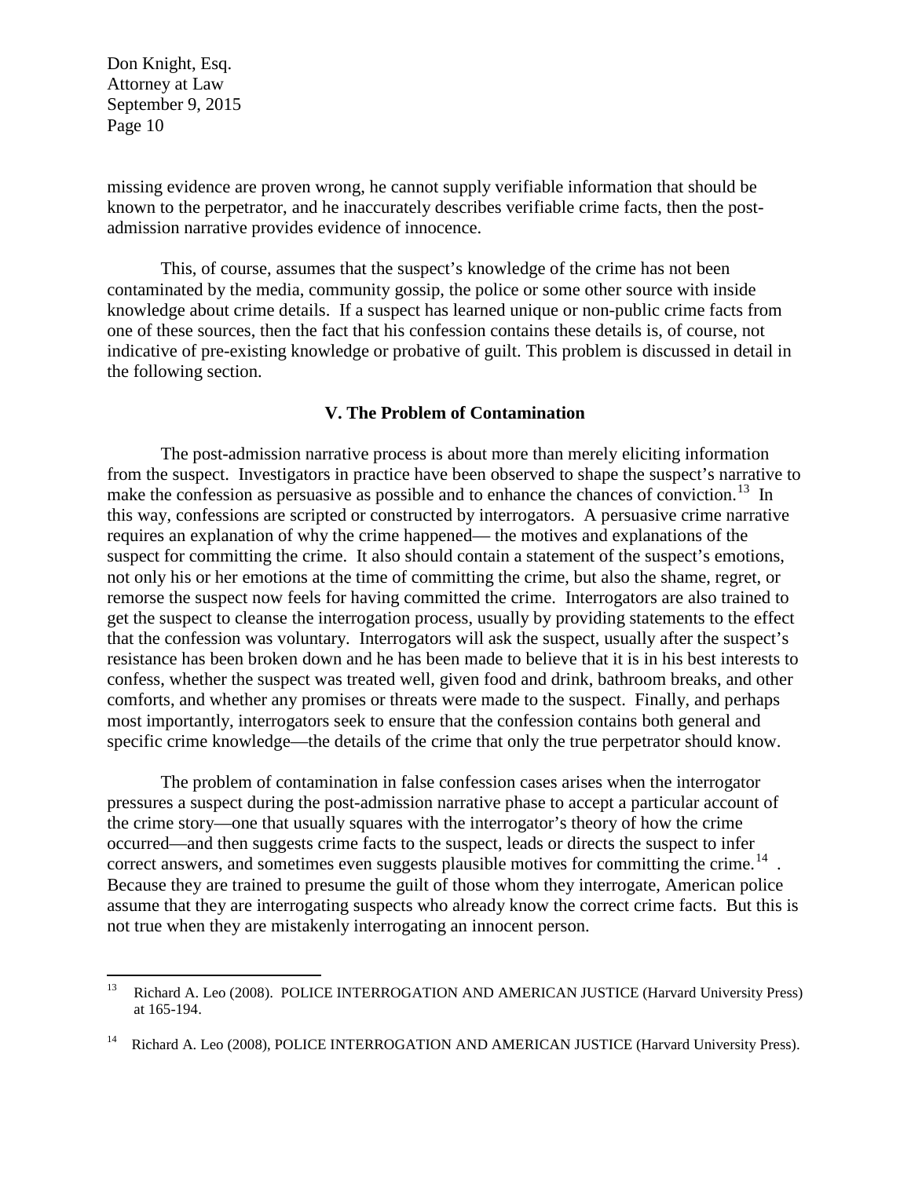missing evidence are proven wrong, he cannot supply verifiable information that should be known to the perpetrator, and he inaccurately describes verifiable crime facts, then the post-admission narrative provides evidence of innocence.

This, of course, assumes that the suspect's knowledge of the crime has not been contaminated by the media, community gossip, the police or some other source with inside knowledge about crime details. If a suspect has learned unique or non-public crime facts from one of these sources, then the fact that his confession contains these details is, of course, not indicative of pre-existing knowledge or probative of guilt. This problem is discussed in detail in the following section.

## V. The Problem of Contamination

The post-admission narrative process is about more than merely eliciting information from the suspect. Investigators in practice have been observed to shape the suspect's narrative to make the confession as persuasive as possible and to enhance the chances of conviction.[13] In this way, confessions are scripted or constructed by interrogators. A persuasive crime narrative requires an explanation of why the crime happened— the motives and explanations of the suspect for committing the crime. It also should contain a statement of the suspect's emotions, not only his or her emotions at the time of committing the crime, but also the shame, regret, or remorse the suspect now feels for having committed the crime. Interrogators are also trained to get the suspect to cleanse the interrogation process, usually by providing statements to the effect that the confession was voluntary. Interrogators will ask the suspect, usually after the suspect's resistance has been broken down and he has been made to believe that it is in his best interests to confess, whether the suspect was treated well, given food and drink, bathroom breaks, and other comforts, and whether any promises or threats were made to the suspect. Finally, and perhaps most importantly, interrogators seek to ensure that the confession contains both general and specific crime knowledge—the details of the crime that only the true perpetrator should know.

The problem of contamination in false confession cases arises when the interrogator pressures a suspect during the post-admission narrative phase to accept a particular account of the crime story—one that usually squares with the interrogator's theory of how the crime occurred—and then suggests crime facts to the suspect, leads or directs the suspect to infer correct answers, and sometimes even suggests plausible motives for committing the crime.[14] . Because they are trained to presume the guilt of those whom they interrogate, American police assume that they are interrogating suspects who already know the correct crime facts. But this is not true when they are mistakenly interrogating an innocent person.

---

[13] Richard A. Leo (2008). POLICE INTERROGATION AND AMERICAN JUSTICE (Harvard University Press) at 165-194.

[14] Richard A. Leo (2008), POLICE INTERROGATION AND AMERICAN JUSTICE (Harvard University Press).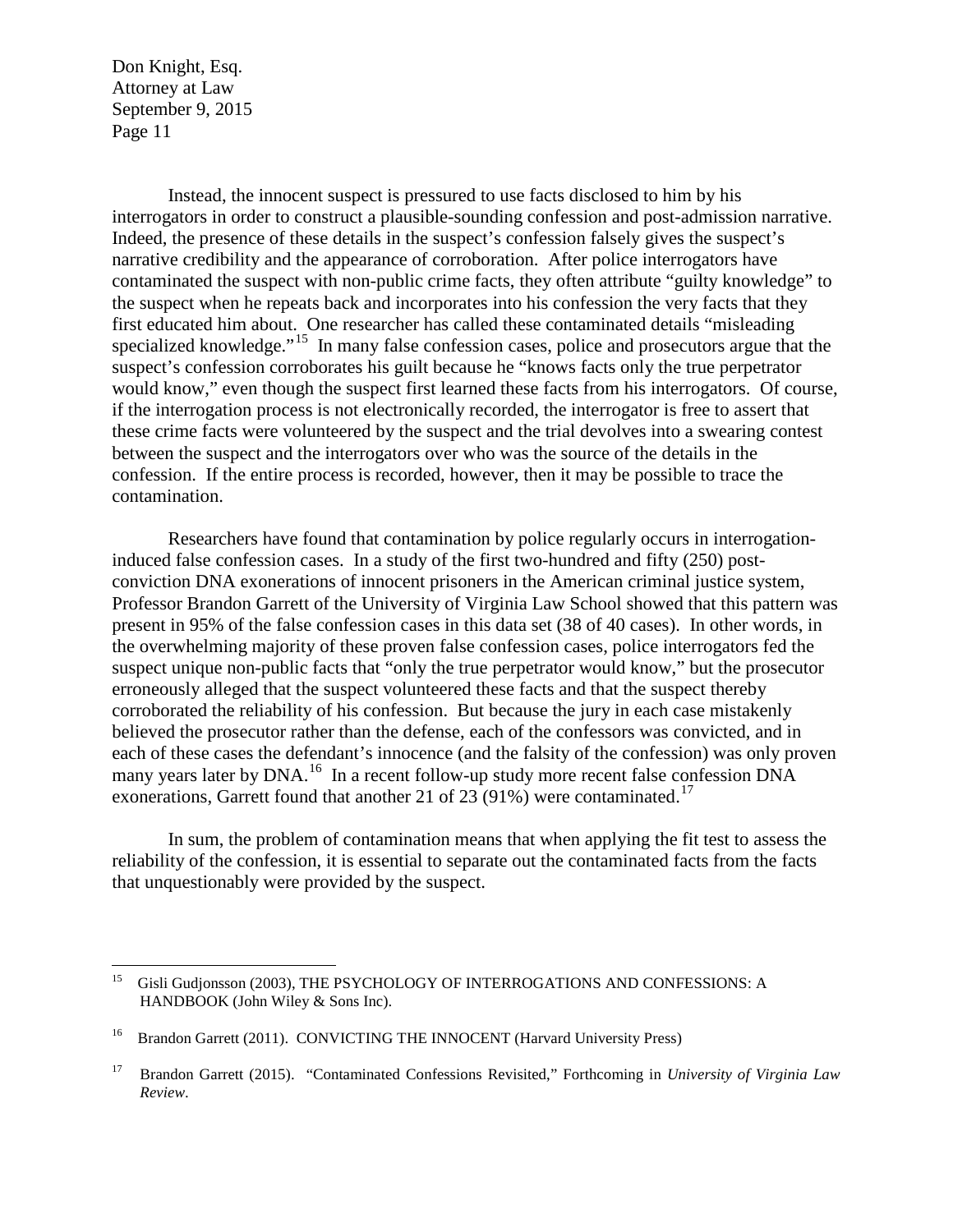Instead, the innocent suspect is pressured to use facts disclosed to him by his interrogators in order to construct a plausible-sounding confession and post-admission narrative. Indeed, the presence of these details in the suspect's confession falsely gives the suspect's narrative credibility and the appearance of corroboration. After police interrogators have contaminated the suspect with non-public crime facts, they often attribute "guilty knowledge" to the suspect when he repeats back and incorporates into his confession the very facts that they first educated him about. One researcher has called these contaminated details "misleading specialized knowledge."[15] In many false confession cases, police and prosecutors argue that the suspect's confession corroborates his guilt because he "knows facts only the true perpetrator would know," even though the suspect first learned these facts from his interrogators. Of course, if the interrogation process is not electronically recorded, the interrogator is free to assert that these crime facts were volunteered by the suspect and the trial devolves into a swearing contest between the suspect and the interrogators over who was the source of the details in the confession. If the entire process is recorded, however, then it may be possible to trace the contamination.

Researchers have found that contamination by police regularly occurs in interrogation-induced false confession cases. In a study of the first two-hundred and fifty (250) post-conviction DNA exonerations of innocent prisoners in the American criminal justice system, Professor Brandon Garrett of the University of Virginia Law School showed that this pattern was present in 95% of the false confession cases in this data set (38 of 40 cases). In other words, in the overwhelming majority of these proven false confession cases, police interrogators fed the suspect unique non-public facts that "only the true perpetrator would know," but the prosecutor erroneously alleged that the suspect volunteered these facts and that the suspect thereby corroborated the reliability of his confession. But because the jury in each case mistakenly believed the prosecutor rather than the defense, each of the confessors was convicted, and in each of these cases the defendant's innocence (and the falsity of the confession) was only proven many years later by DNA.[16] In a recent follow-up study more recent false confession DNA exonerations, Garrett found that another 21 of 23 (91%) were contaminated.[17]

In sum, the problem of contamination means that when applying the fit test to assess the reliability of the confession, it is essential to separate out the contaminated facts from the facts that unquestionably were provided by the suspect.

---

[15] Gisli Gudjonsson (2003), THE PSYCHOLOGY OF INTERROGATIONS AND CONFESSIONS: A HANDBOOK (John Wiley & Sons Inc).

[16] Brandon Garrett (2011). CONVICTING THE INNOCENT (Harvard University Press)

[17] Brandon Garrett (2015). "Contaminated Confessions Revisited," Forthcoming in *University of Virginia Law Review*.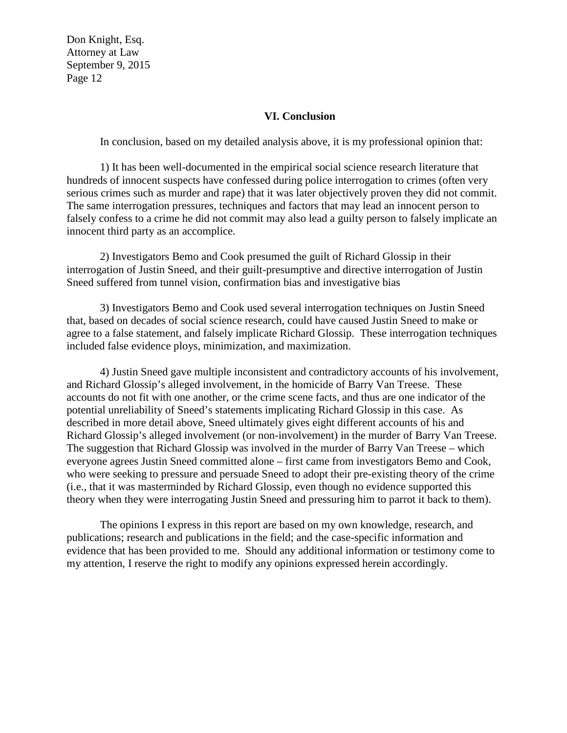## VI. Conclusion

In conclusion, based on my detailed analysis above, it is my professional opinion that:

1) It has been well-documented in the empirical social science research literature that hundreds of innocent suspects have confessed during police interrogation to crimes (often very serious crimes such as murder and rape) that it was later objectively proven they did not commit. The same interrogation pressures, techniques and factors that may lead an innocent person to falsely confess to a crime he did not commit may also lead a guilty person to falsely implicate an innocent third party as an accomplice.

2) Investigators Bemo and Cook presumed the guilt of Richard Glossip in their interrogation of Justin Sneed, and their guilt-presumptive and directive interrogation of Justin Sneed suffered from tunnel vision, confirmation bias and investigative bias

3) Investigators Bemo and Cook used several interrogation techniques on Justin Sneed that, based on decades of social science research, could have caused Justin Sneed to make or agree to a false statement, and falsely implicate Richard Glossip. These interrogation techniques included false evidence ploys, minimization, and maximization.

4) Justin Sneed gave multiple inconsistent and contradictory accounts of his involvement, and Richard Glossip's alleged involvement, in the homicide of Barry Van Treese. These accounts do not fit with one another, or the crime scene facts, and thus are one indicator of the potential unreliability of Sneed's statements implicating Richard Glossip in this case. As described in more detail above, Sneed ultimately gives eight different accounts of his and Richard Glossip's alleged involvement (or non-involvement) in the murder of Barry Van Treese. The suggestion that Richard Glossip was involved in the murder of Barry Van Treese – which everyone agrees Justin Sneed committed alone – first came from investigators Bemo and Cook, who were seeking to pressure and persuade Sneed to adopt their pre-existing theory of the crime (i.e., that it was masterminded by Richard Glossip, even though no evidence supported this theory when they were interrogating Justin Sneed and pressuring him to parrot it back to them).

The opinions I express in this report are based on my own knowledge, research, and publications; research and publications in the field; and the case-specific information and evidence that has been provided to me. Should any additional information or testimony come to my attention, I reserve the right to modify any opinions expressed herein accordingly.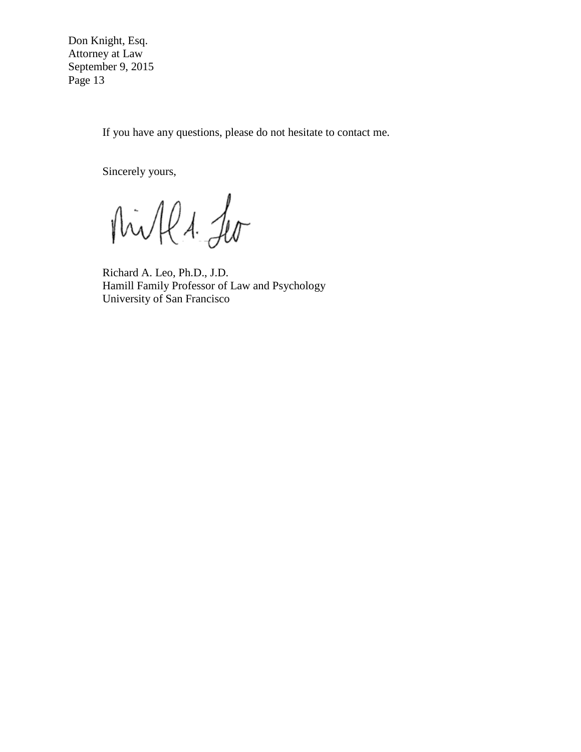If you have any questions, please do not hesitate to contact me.

Sincerely yours,

Richard A. Leo, Ph.D., J.D.
Hamill Family Professor of Law and Psychology
University of San Francisco